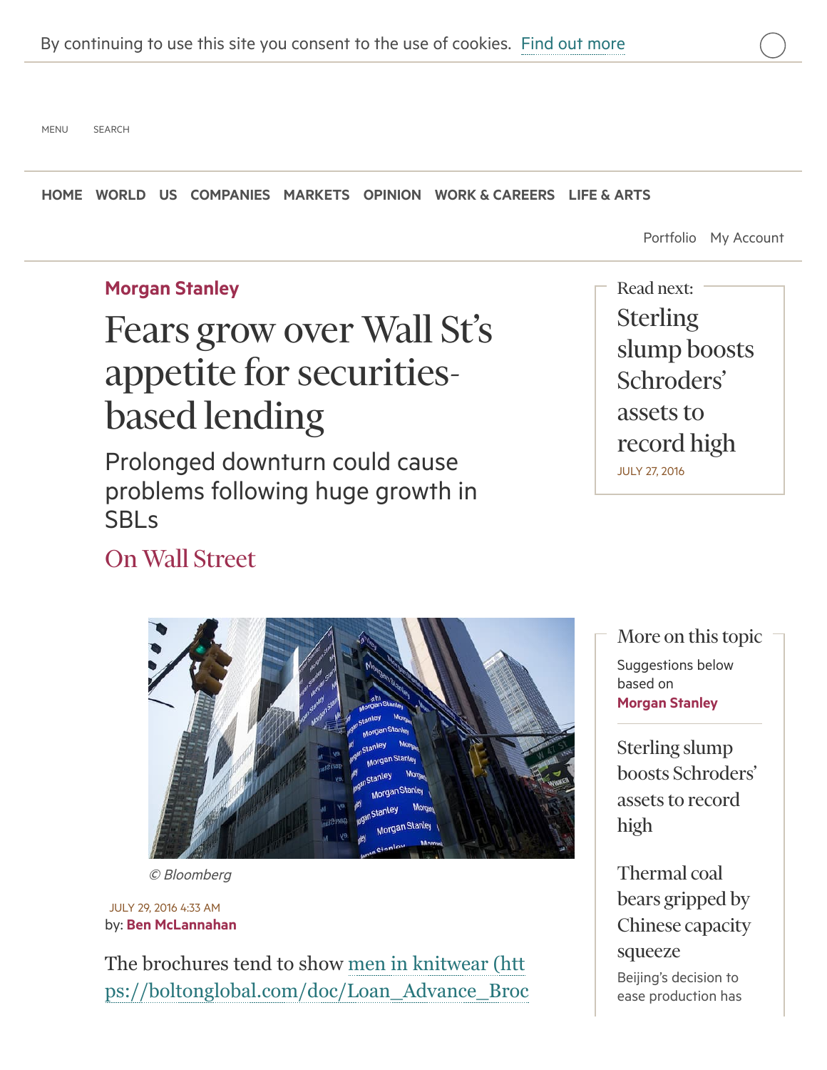Morgan Stanley

# Fears grow over Wall St's appetite for securities-based lending

## Prolonged downturn could cause problems following huge growth in SBLs

On Wall Street

© Bloomberg

JULY 29, 2016 4:33 AM

by: **Ben McLannahan**

The brochures tend to show men in knitwear (https://boltonglobal.com/doc/Loan_Advance_Broc

Read next:

Sterling slump boosts Schroders' assets to record high

JULY 27, 2016

More on this topic

Suggestions below based on **Morgan Stanley**

Sterling slump boosts Schroders' assets to record high

Thermal coal bears gripped by Chinese capacity squeeze

Beijing's decision to ease production has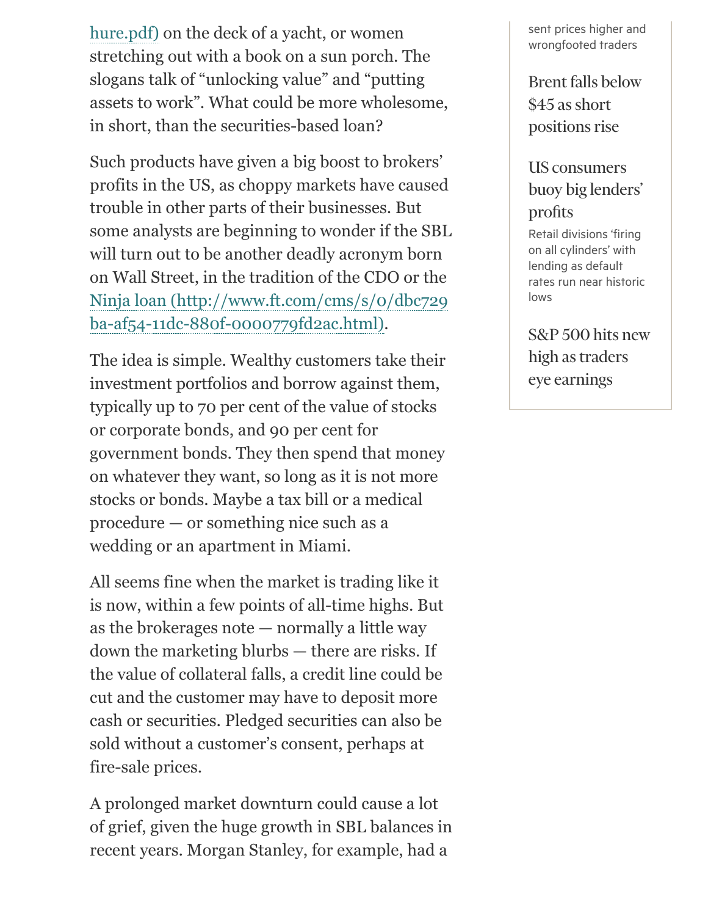hure.pdf) on the deck of a yacht, or women stretching out with a book on a sun porch. The slogans talk of "unlocking value" and "putting assets to work". What could be more wholesome, in short, than the securities-based loan?

Such products have given a big boost to brokers' profits in the US, as choppy markets have caused trouble in other parts of their businesses. But some analysts are beginning to wonder if the SBL will turn out to be another deadly acronym born on Wall Street, in the tradition of the CDO or the Ninja loan (http://www.ft.com/cms/s/0/dbc729ba-af54-11dc-880f-0000779fd2ac.html).

The idea is simple. Wealthy customers take their investment portfolios and borrow against them, typically up to 70 per cent of the value of stocks or corporate bonds, and 90 per cent for government bonds. They then spend that money on whatever they want, so long as it is not more stocks or bonds. Maybe a tax bill or a medical procedure — or something nice such as a wedding or an apartment in Miami.

All seems fine when the market is trading like it is now, within a few points of all-time highs. But as the brokerages note — normally a little way down the marketing blurbs — there are risks. If the value of collateral falls, a credit line could be cut and the customer may have to deposit more cash or securities. Pledged securities can also be sold without a customer's consent, perhaps at fire-sale prices.

A prolonged market downturn could cause a lot of grief, given the huge growth in SBL balances in recent years. Morgan Stanley, for example, had a

sent prices higher and wrongfooted traders

Brent falls below $45 as short positions rise

US consumers buoy big lenders' profits

Retail divisions 'firing on all cylinders' with lending as default rates run near historic lows

S&P 500 hits new high as traders eye earnings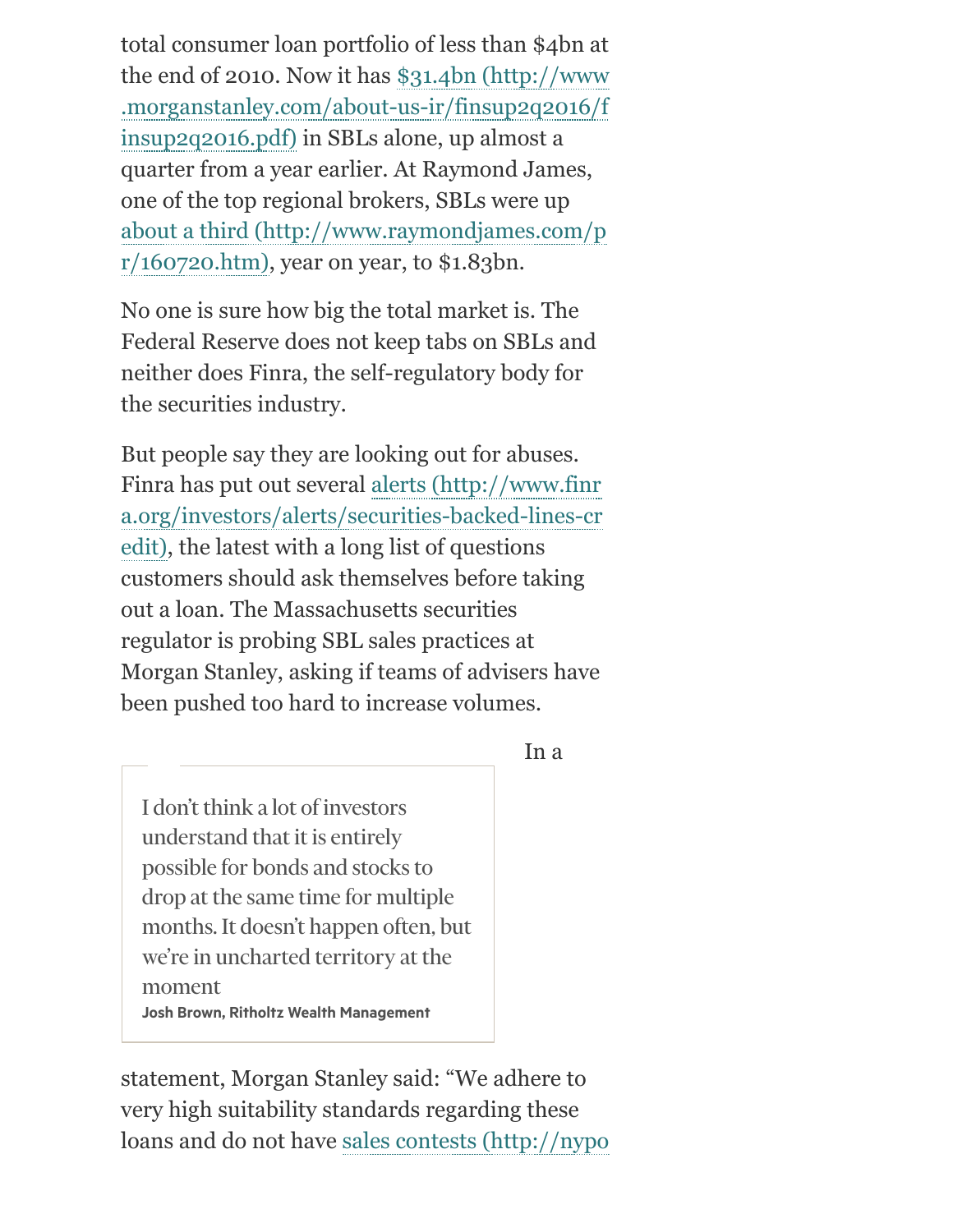total consumer loan portfolio of less than $4bn at the end of 2010. Now it has $31.4bn (http://www.morganstanley.com/about-us-ir/finsup2q2016/finsup2q2016.pdf) in SBLs alone, up almost a quarter from a year earlier. At Raymond James, one of the top regional brokers, SBLs were up about a third (http://www.raymondjames.com/pr/160720.htm), year on year, to $1.83bn.

No one is sure how big the total market is. The Federal Reserve does not keep tabs on SBLs and neither does Finra, the self-regulatory body for the securities industry.

But people say they are looking out for abuses. Finra has put out several alerts (http://www.finra.org/investors/alerts/securities-backed-lines-credit), the latest with a long list of questions customers should ask themselves before taking out a loan. The Massachusetts securities regulator is probing SBL sales practices at Morgan Stanley, asking if teams of advisers have been pushed too hard to increase volumes.

> I don't think a lot of investors understand that it is entirely possible for bonds and stocks to drop at the same time for multiple months. It doesn't happen often, but we're in uncharted territory at the moment
>
> **Josh Brown, Ritholtz Wealth Management**

In a statement, Morgan Stanley said: "We adhere to very high suitability standards regarding these loans and do not have sales contests (http://nypo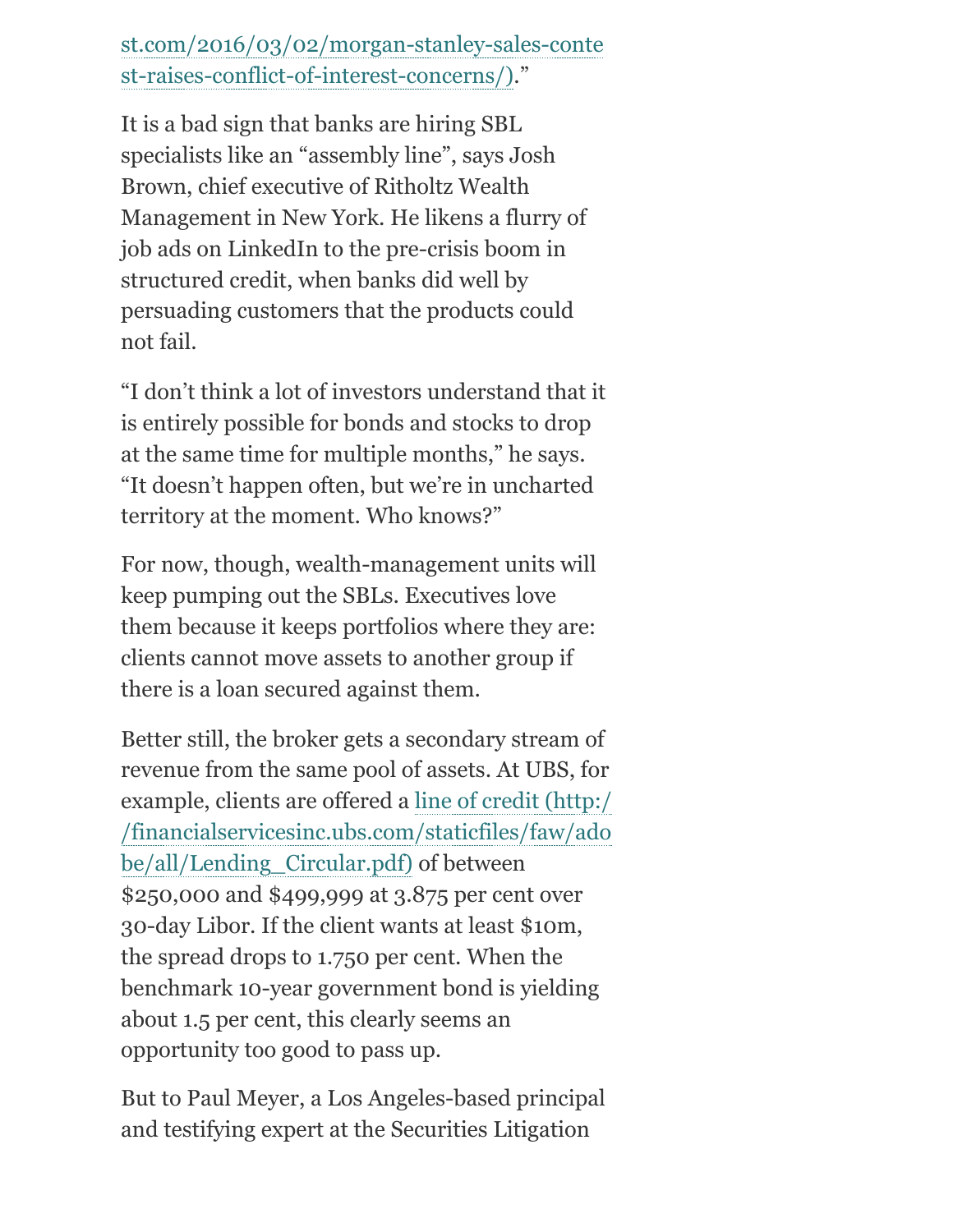st.com/2016/03/02/morgan-stanley-sales-contest-raises-conflict-of-interest-concerns/)."

It is a bad sign that banks are hiring SBL specialists like an "assembly line", says Josh Brown, chief executive of Ritholtz Wealth Management in New York. He likens a flurry of job ads on LinkedIn to the pre-crisis boom in structured credit, when banks did well by persuading customers that the products could not fail.

"I don't think a lot of investors understand that it is entirely possible for bonds and stocks to drop at the same time for multiple months," he says. "It doesn't happen often, but we're in uncharted territory at the moment. Who knows?"

For now, though, wealth-management units will keep pumping out the SBLs. Executives love them because it keeps portfolios where they are: clients cannot move assets to another group if there is a loan secured against them.

Better still, the broker gets a secondary stream of revenue from the same pool of assets. At UBS, for example, clients are offered a line of credit (http://financialservicesinc.ubs.com/staticfiles/faw/adobe/all/Lending_Circular.pdf) of between $250,000 and $499,999 at 3.875 per cent over 30-day Libor. If the client wants at least $10m, the spread drops to 1.750 per cent. When the benchmark 10-year government bond is yielding about 1.5 per cent, this clearly seems an opportunity too good to pass up.

But to Paul Meyer, a Los Angeles-based principal and testifying expert at the Securities Litigation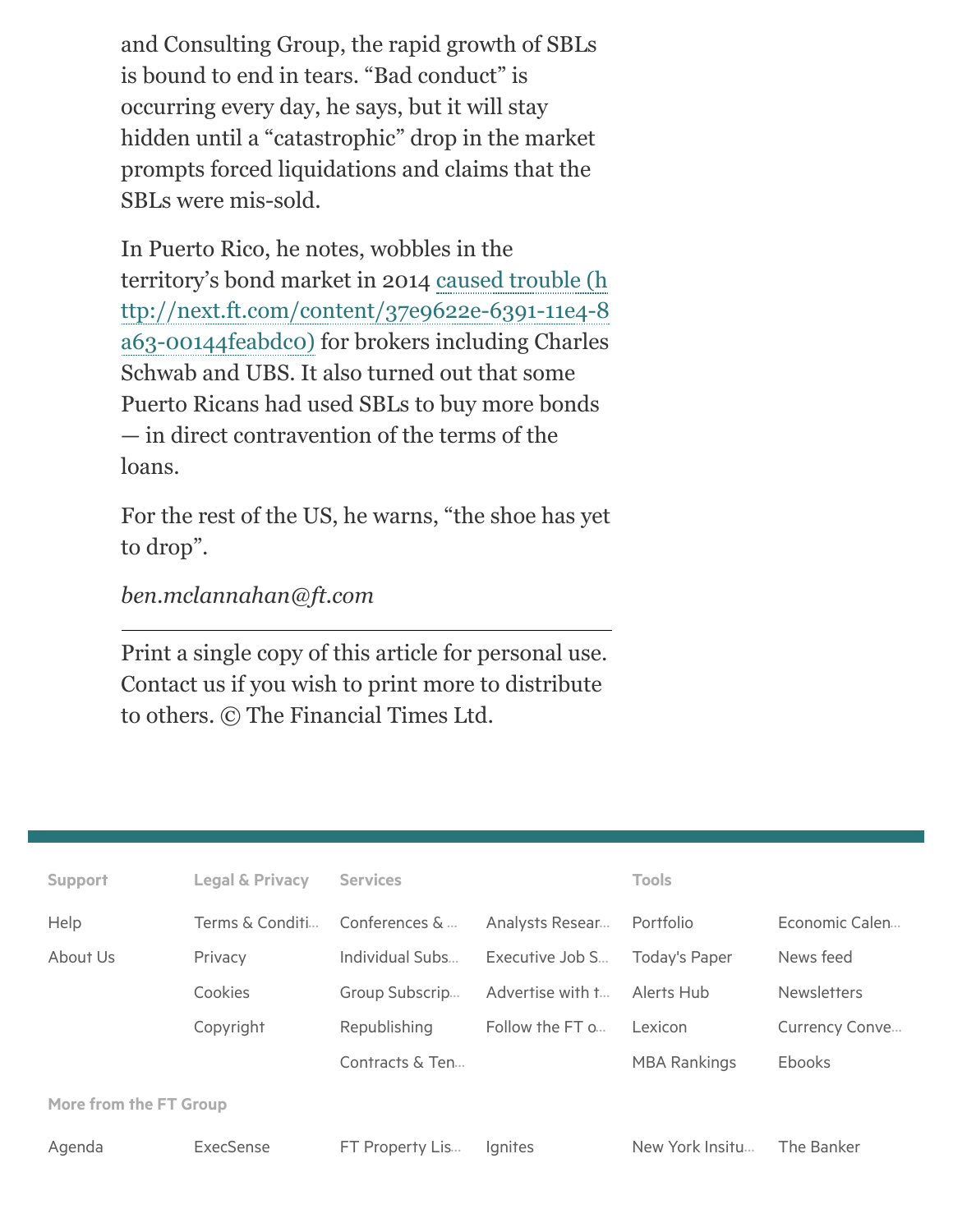and Consulting Group, the rapid growth of SBLs is bound to end in tears. "Bad conduct" is occurring every day, he says, but it will stay hidden until a "catastrophic" drop in the market prompts forced liquidations and claims that the SBLs were mis-sold.

In Puerto Rico, he notes, wobbles in the territory's bond market in 2014 caused trouble (http://next.ft.com/content/37e9622e-6391-11e4-8a63-00144feabdc0) for brokers including Charles Schwab and UBS. It also turned out that some Puerto Ricans had used SBLs to buy more bonds — in direct contravention of the terms of the loans.

For the rest of the US, he warns, "the shoe has yet to drop".

*ben.mclannahan@ft.com*

---

Print a single copy of this article for personal use. Contact us if you wish to print more to distribute to others. © The Financial Times Ltd.

**Support**

- Help
- About Us

**Legal & Privacy**

- Terms & Conditi...
- Privacy
- Cookies
- Copyright

**Services**

- Conferences & ...
- Individual Subs...
- Group Subscrip...
- Republishing
- Contracts & Ten...
- Analysts Resear...
- Executive Job S...
- Advertise with t...
- Follow the FT o...

**Tools**

- Portfolio
- Today's Paper
- Alerts Hub
- Lexicon
- MBA Rankings
- Economic Calen...
- News feed
- Newsletters
- Currency Conve...
- Ebooks

**More from the FT Group**

- Agenda
- ExecSense
- FT Property Lis...
- Ignites
- New York Insitu...
- The Banker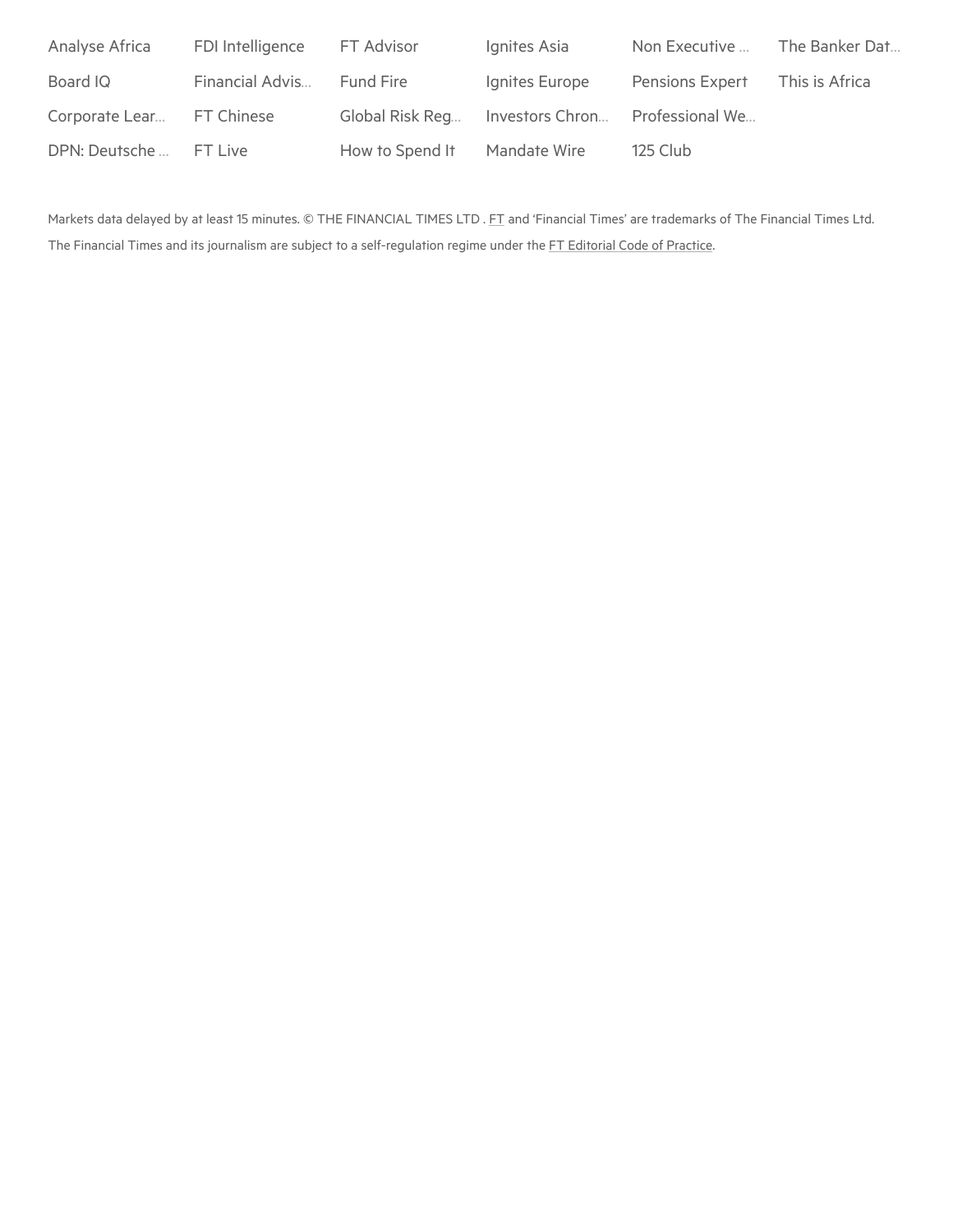| | | | | | |
|---|---|---|---|---|---|
| Analyse Africa | FDI Intelligence | FT Advisor | Ignites Asia | Non Executive ... | The Banker Dat... |
| Board IQ | Financial Advis... | Fund Fire | Ignites Europe | Pensions Expert | This is Africa |
| Corporate Lear... | FT Chinese | Global Risk Reg... | Investors Chron... | Professional We... | |
| DPN: Deutsche ... | FT Live | How to Spend It | Mandate Wire | 125 Club | |

Markets data delayed by at least 15 minutes. © THE FINANCIAL TIMES LTD . FT and 'Financial Times' are trademarks of The Financial Times Ltd.

The Financial Times and its journalism are subject to a self-regulation regime under the FT Editorial Code of Practice.